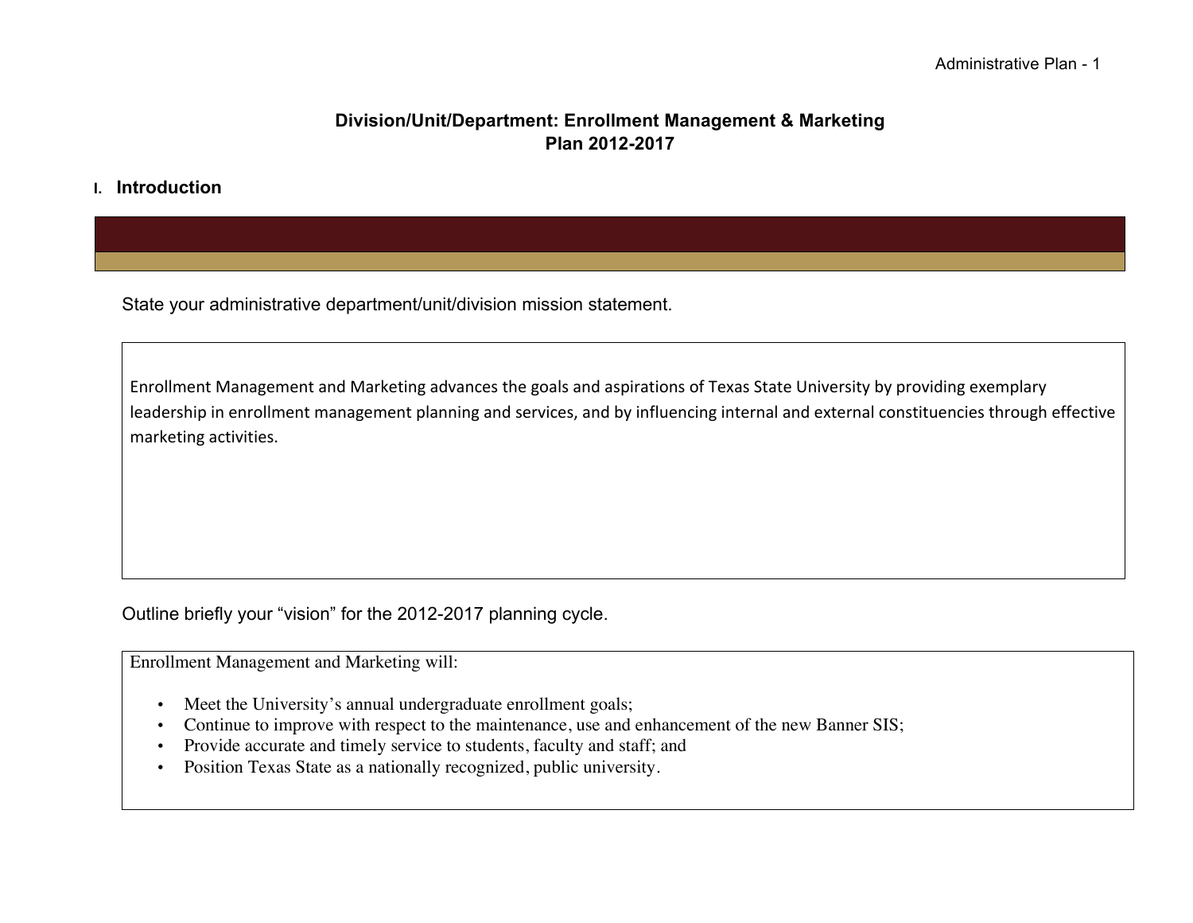## Division/Unit/Department: Enrollment Management & Marketing
## Plan 2012-2017

### I. Introduction

State your administrative department/unit/division mission statement.

Enrollment Management and Marketing advances the goals and aspirations of Texas State University by providing exemplary leadership in enrollment management planning and services, and by influencing internal and external constituencies through effective marketing activities.

Outline briefly your "vision" for the 2012-2017 planning cycle.

Enrollment Management and Marketing will:

- Meet the University's annual undergraduate enrollment goals;
- Continue to improve with respect to the maintenance, use and enhancement of the new Banner SIS;
- Provide accurate and timely service to students, faculty and staff; and
- Position Texas State as a nationally recognized, public university.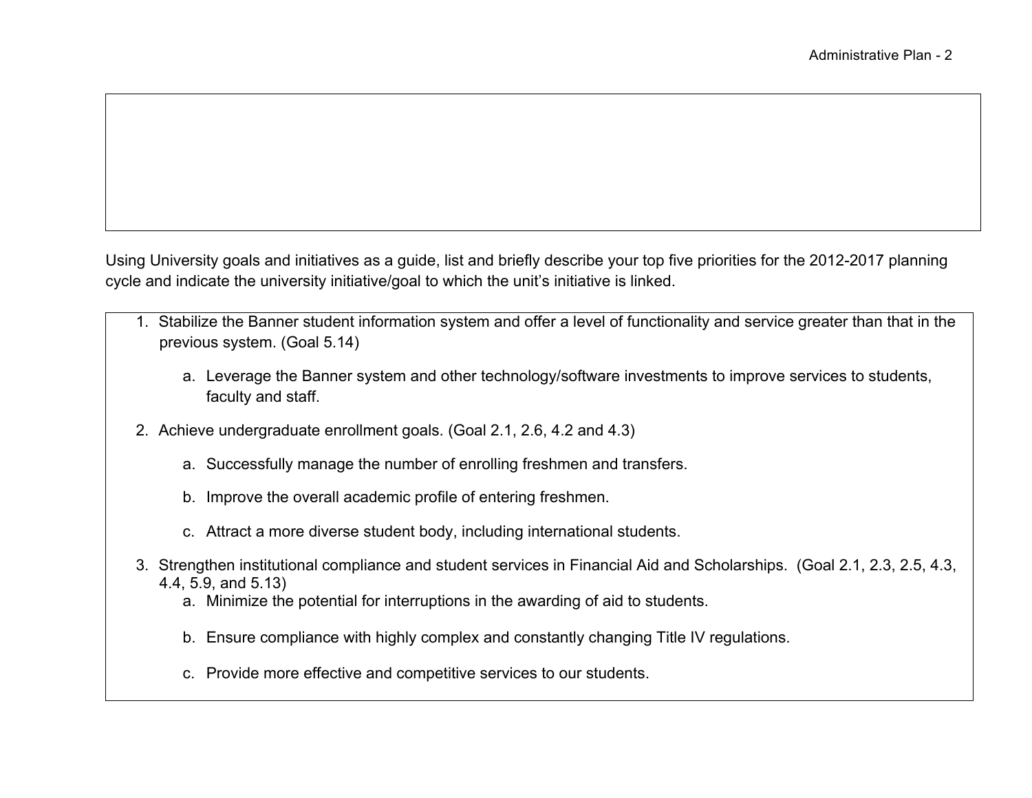Using University goals and initiatives as a guide, list and briefly describe your top five priorities for the 2012-2017 planning cycle and indicate the university initiative/goal to which the unit's initiative is linked.

1. Stabilize the Banner student information system and offer a level of functionality and service greater than that in the previous system. (Goal 5.14)
   a. Leverage the Banner system and other technology/software investments to improve services to students, faculty and staff.
2. Achieve undergraduate enrollment goals. (Goal 2.1, 2.6, 4.2 and 4.3)
   a. Successfully manage the number of enrolling freshmen and transfers.
   b. Improve the overall academic profile of entering freshmen.
   c. Attract a more diverse student body, including international students.
3. Strengthen institutional compliance and student services in Financial Aid and Scholarships. (Goal 2.1, 2.3, 2.5, 4.3, 4.4, 5.9, and 5.13)
   a. Minimize the potential for interruptions in the awarding of aid to students.
   b. Ensure compliance with highly complex and constantly changing Title IV regulations.
   c. Provide more effective and competitive services to our students.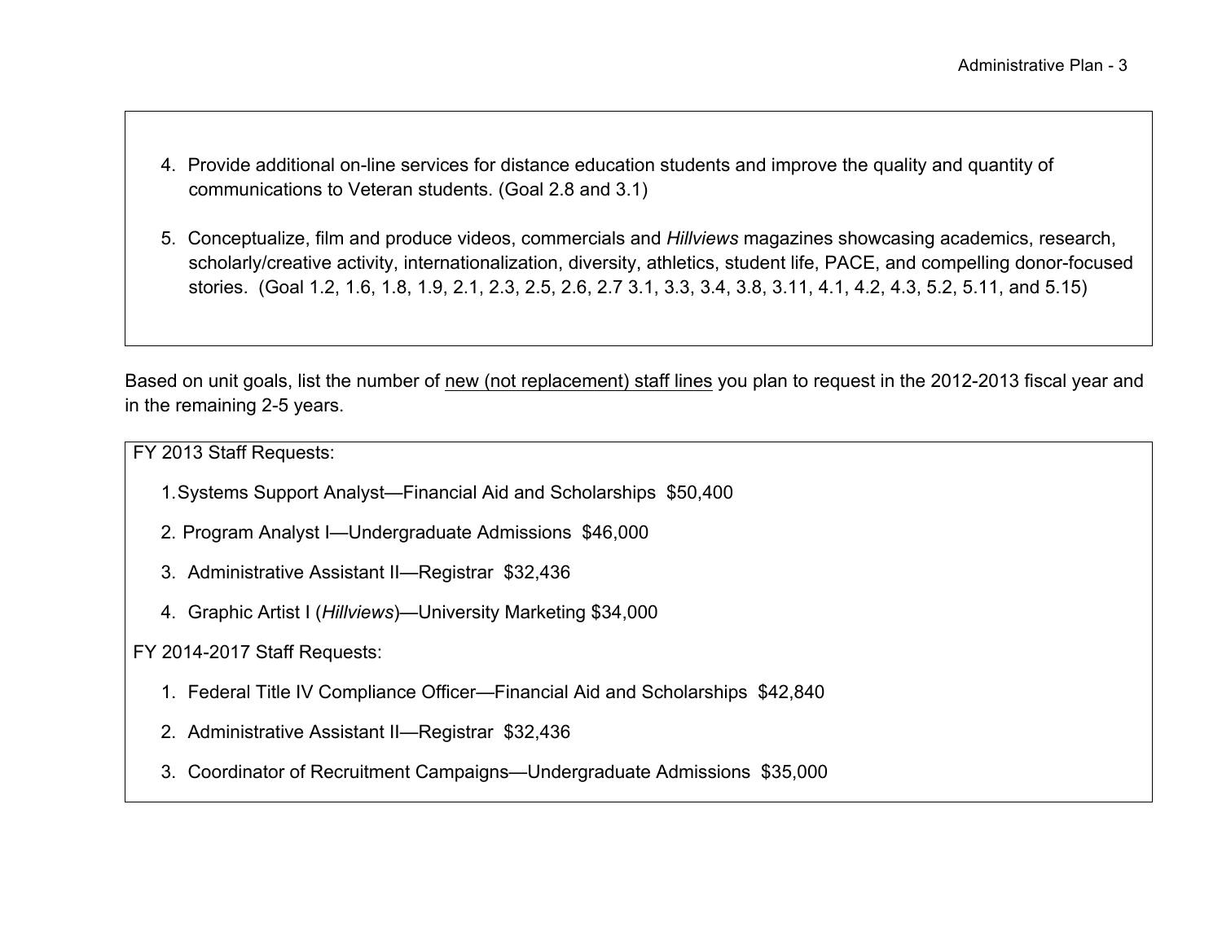4. Provide additional on-line services for distance education students and improve the quality and quantity of communications to Veteran students. (Goal 2.8 and 3.1)

5. Conceptualize, film and produce videos, commercials and *Hillviews* magazines showcasing academics, research, scholarly/creative activity, internationalization, diversity, athletics, student life, PACE, and compelling donor-focused stories. (Goal 1.2, 1.6, 1.8, 1.9, 2.1, 2.3, 2.5, 2.6, 2.7 3.1, 3.3, 3.4, 3.8, 3.11, 4.1, 4.2, 4.3, 5.2, 5.11, and 5.15)

Based on unit goals, list the number of new (not replacement) staff lines you plan to request in the 2012-2013 fiscal year and in the remaining 2-5 years.

FY 2013 Staff Requests:

1. Systems Support Analyst—Financial Aid and Scholarships $50,400
2. Program Analyst I—Undergraduate Admissions $46,000
3. Administrative Assistant II—Registrar $32,436
4. Graphic Artist I (*Hillviews*)—University Marketing $34,000

FY 2014-2017 Staff Requests:

1. Federal Title IV Compliance Officer—Financial Aid and Scholarships $42,840
2. Administrative Assistant II—Registrar $32,436
3. Coordinator of Recruitment Campaigns—Undergraduate Admissions $35,000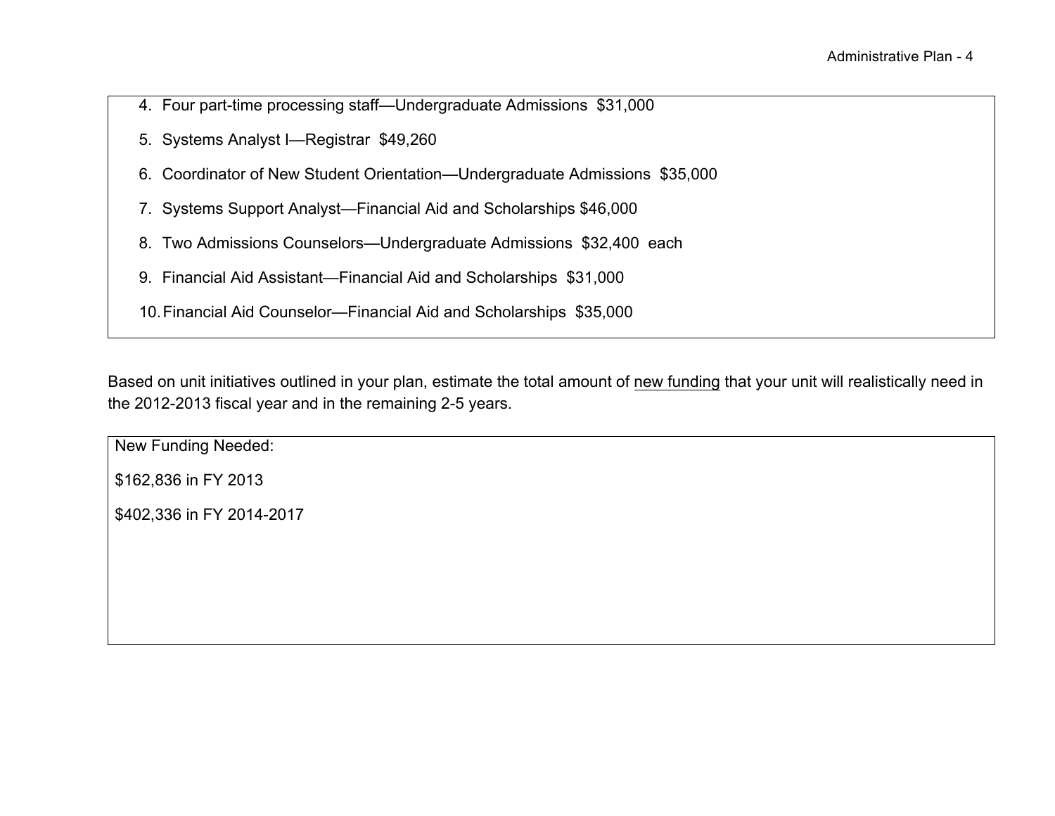4. Four part-time processing staff—Undergraduate Admissions  $31,000
5. Systems Analyst I—Registrar  $49,260
6. Coordinator of New Student Orientation—Undergraduate Admissions  $35,000
7. Systems Support Analyst—Financial Aid and Scholarships $46,000
8. Two Admissions Counselors—Undergraduate Admissions  $32,400  each
9. Financial Aid Assistant—Financial Aid and Scholarships  $31,000
10. Financial Aid Counselor—Financial Aid and Scholarships  $35,000

Based on unit initiatives outlined in your plan, estimate the total amount of <u>new funding</u> that your unit will realistically need in the 2012-2013 fiscal year and in the remaining 2-5 years.

New Funding Needed:

$162,836 in FY 2013

$402,336 in FY 2014-2017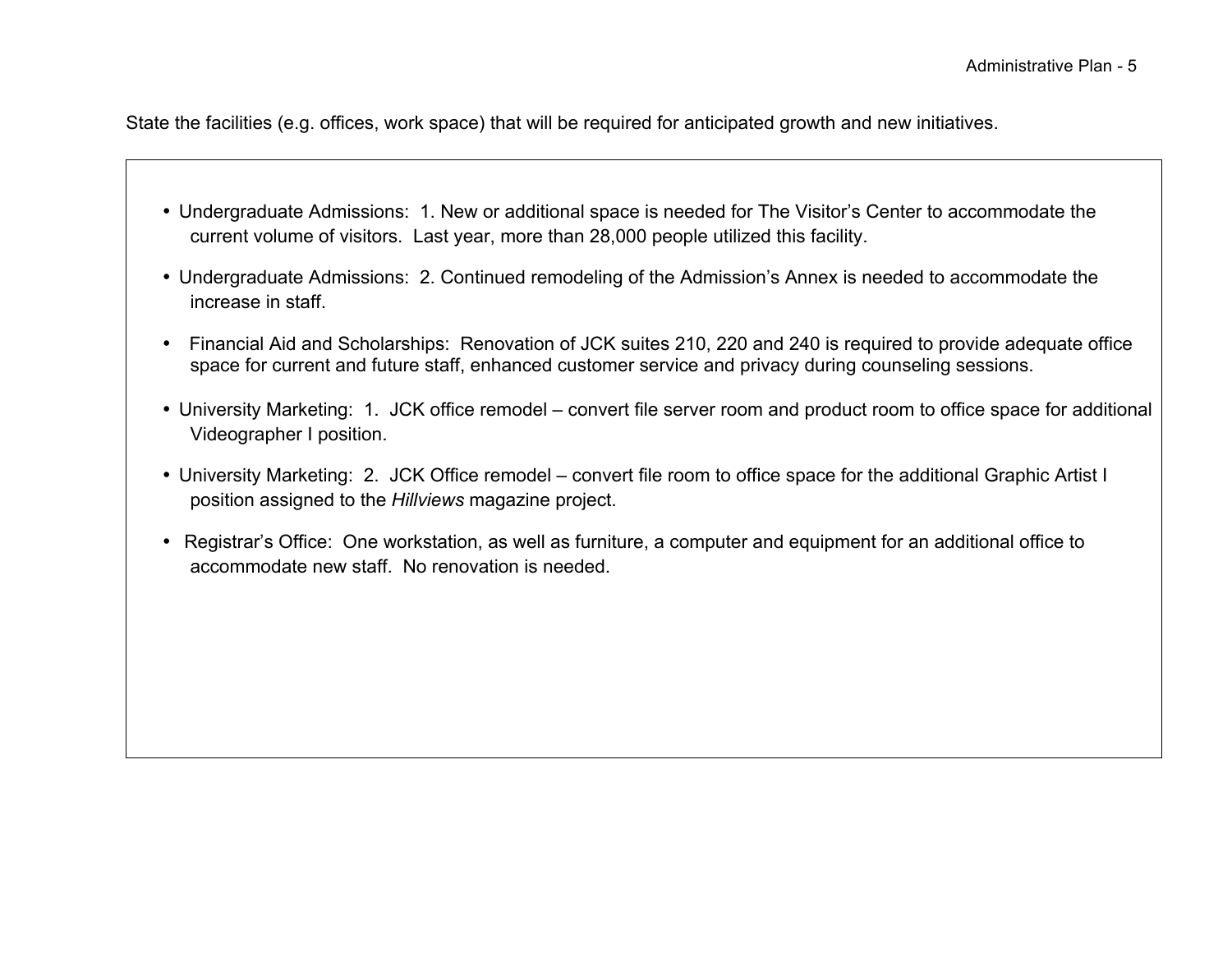State the facilities (e.g. offices, work space) that will be required for anticipated growth and new initiatives.

- Undergraduate Admissions: 1. New or additional space is needed for The Visitor's Center to accommodate the current volume of visitors. Last year, more than 28,000 people utilized this facility.
- Undergraduate Admissions: 2. Continued remodeling of the Admission's Annex is needed to accommodate the increase in staff.
- Financial Aid and Scholarships: Renovation of JCK suites 210, 220 and 240 is required to provide adequate office space for current and future staff, enhanced customer service and privacy during counseling sessions.
- University Marketing: 1. JCK office remodel – convert file server room and product room to office space for additional Videographer I position.
- University Marketing: 2. JCK Office remodel – convert file room to office space for the additional Graphic Artist I position assigned to the *Hillviews* magazine project.
- Registrar's Office: One workstation, as well as furniture, a computer and equipment for an additional office to accommodate new staff. No renovation is needed.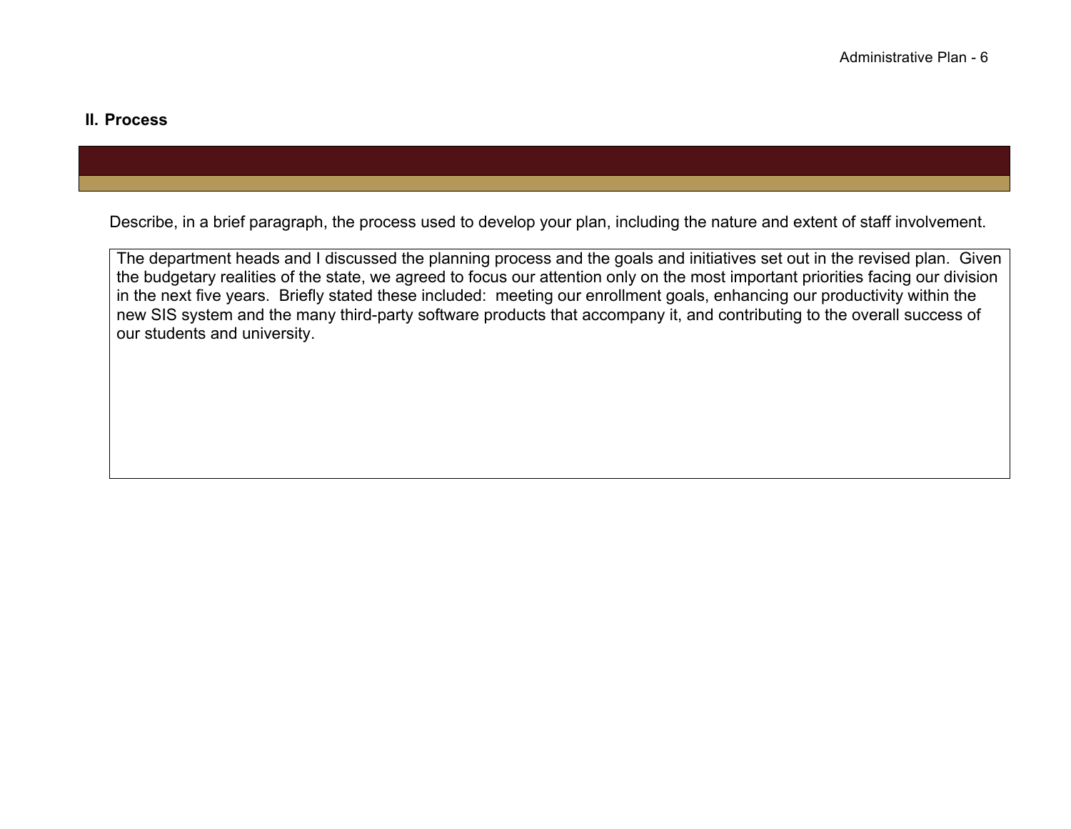## II. Process

Describe, in a brief paragraph, the process used to develop your plan, including the nature and extent of staff involvement.

The department heads and I discussed the planning process and the goals and initiatives set out in the revised plan. Given the budgetary realities of the state, we agreed to focus our attention only on the most important priorities facing our division in the next five years. Briefly stated these included: meeting our enrollment goals, enhancing our productivity within the new SIS system and the many third-party software products that accompany it, and contributing to the overall success of our students and university.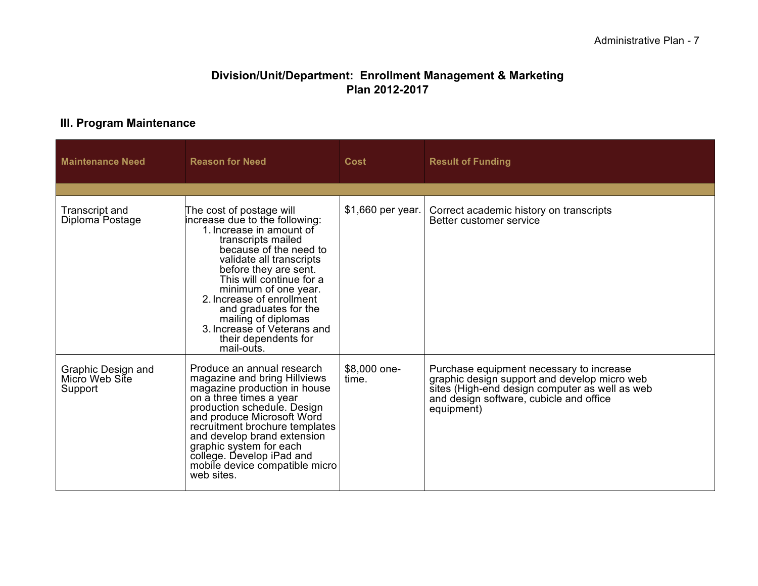**Division/Unit/Department: Enrollment Management & Marketing**
**Plan 2012-2017**

## III. Program Maintenance

| Maintenance Need | Reason for Need | Cost | Result of Funding |
|---|---|---|---|
| | | | |
| Transcript and Diploma Postage | The cost of postage will increase due to the following:<br>1. Increase in amount of transcripts mailed because of the need to validate all transcripts before they are sent. This will continue for a minimum of one year.<br>2. Increase of enrollment and graduates for the mailing of diplomas<br>3. Increase of Veterans and their dependents for mail-outs. | $1,660 per year. | Correct academic history on transcripts<br>Better customer service |
| Graphic Design and Micro Web Site Support | Produce an annual research magazine and bring Hillviews magazine production in house on a three times a year production schedule. Design and produce Microsoft Word recruitment brochure templates and develop brand extension graphic system for each college. Develop iPad and mobile device compatible micro web sites. | $8,000 one-time. | Purchase equipment necessary to increase graphic design support and develop micro web sites (High-end design computer as well as web and design software, cubicle and office equipment) |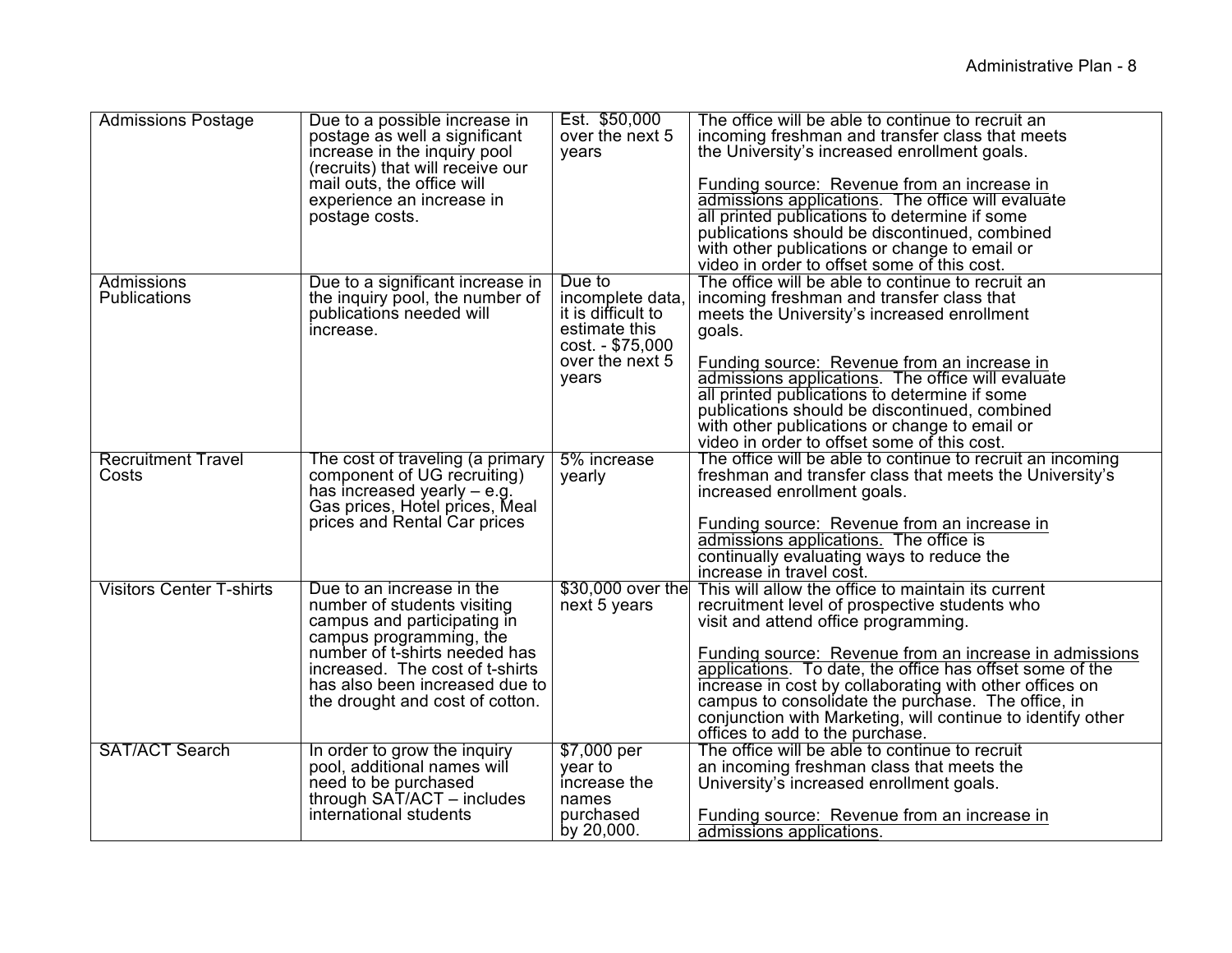| | | | |
|---|---|---|---|
| Admissions Postage | Due to a possible increase in postage as well a significant increase in the inquiry pool (recruits) that will receive our mail outs, the office will experience an increase in postage costs. | Est. $50,000 over the next 5 years | The office will be able to continue to recruit an incoming freshman and transfer class that meets the University's increased enrollment goals.<br><br><u>Funding source: Revenue from an increase in admissions applications</u>. The office will evaluate all printed publications to determine if some publications should be discontinued, combined with other publications or change to email or video in order to offset some of this cost. |
| Admissions Publications | Due to a significant increase in the inquiry pool, the number of publications needed will increase. | Due to incomplete data, it is difficult to estimate this cost. - $75,000 over the next 5 years | The office will be able to continue to recruit an incoming freshman and transfer class that meets the University's increased enrollment goals.<br><br><u>Funding source: Revenue from an increase in admissions applications</u>. The office will evaluate all printed publications to determine if some publications should be discontinued, combined with other publications or change to email or video in order to offset some of this cost. |
| Recruitment Travel Costs | The cost of traveling (a primary component of UG recruiting) has increased yearly – e.g. Gas prices, Hotel prices, Meal prices and Rental Car prices | 5% increase yearly | The office will be able to continue to recruit an incoming freshman and transfer class that meets the University's increased enrollment goals.<br><br><u>Funding source: Revenue from an increase in admissions applications.</u> The office is continually evaluating ways to reduce the increase in travel cost. |
| Visitors Center T-shirts | Due to an increase in the number of students visiting campus and participating in campus programming, the number of t-shirts needed has increased. The cost of t-shirts has also been increased due to the drought and cost of cotton. | $30,000 over the next 5 years | This will allow the office to maintain its current recruitment level of prospective students who visit and attend office programming.<br><br><u>Funding source: Revenue from an increase in admissions applications</u>. To date, the office has offset some of the increase in cost by collaborating with other offices on campus to consolidate the purchase. The office, in conjunction with Marketing, will continue to identify other offices to add to the purchase. |
| SAT/ACT Search | In order to grow the inquiry pool, additional names will need to be purchased through SAT/ACT – includes international students | $7,000 per year to increase the names purchased by 20,000. | The office will be able to continue to recruit an incoming freshman class that meets the University's increased enrollment goals.<br><br><u>Funding source: Revenue from an increase in admissions applications</u>. |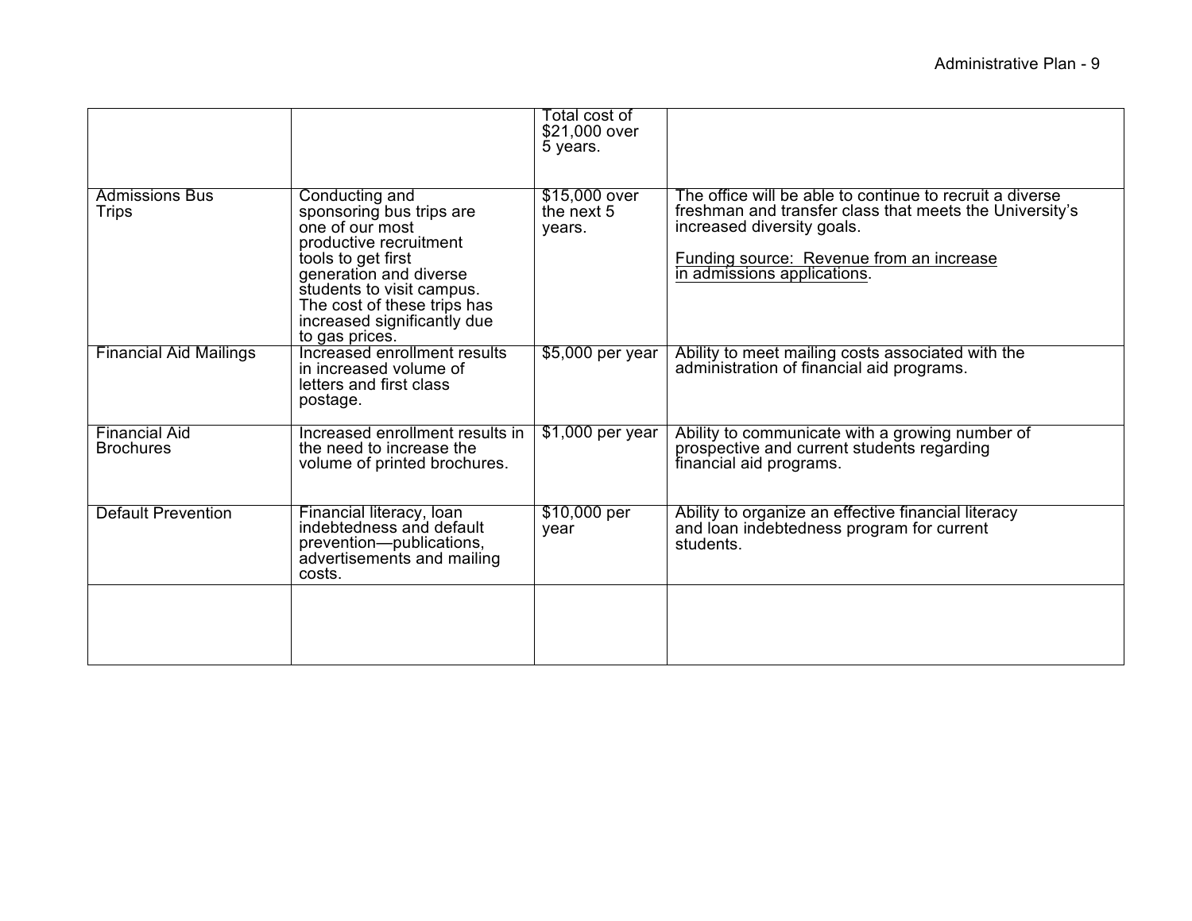| | | | |
|---|---|---|---|
| | | Total cost of $21,000 over 5 years. | |
| Admissions Bus Trips | Conducting and sponsoring bus trips are one of our most productive recruitment tools to get first generation and diverse students to visit campus. The cost of these trips has increased significantly due to gas prices. | $15,000 over the next 5 years. | The office will be able to continue to recruit a diverse freshman and transfer class that meets the University's increased diversity goals.<br><br><u>Funding source: Revenue from an increase in admissions applications</u>. |
| Financial Aid Mailings | Increased enrollment results in increased volume of letters and first class postage. | $5,000 per year | Ability to meet mailing costs associated with the administration of financial aid programs. |
| Financial Aid Brochures | Increased enrollment results in the need to increase the volume of printed brochures. | $1,000 per year | Ability to communicate with a growing number of prospective and current students regarding financial aid programs. |
| Default Prevention | Financial literacy, loan indebtedness and default prevention—publications, advertisements and mailing costs. | $10,000 per year | Ability to organize an effective financial literacy and loan indebtedness program for current students. |
| | | | |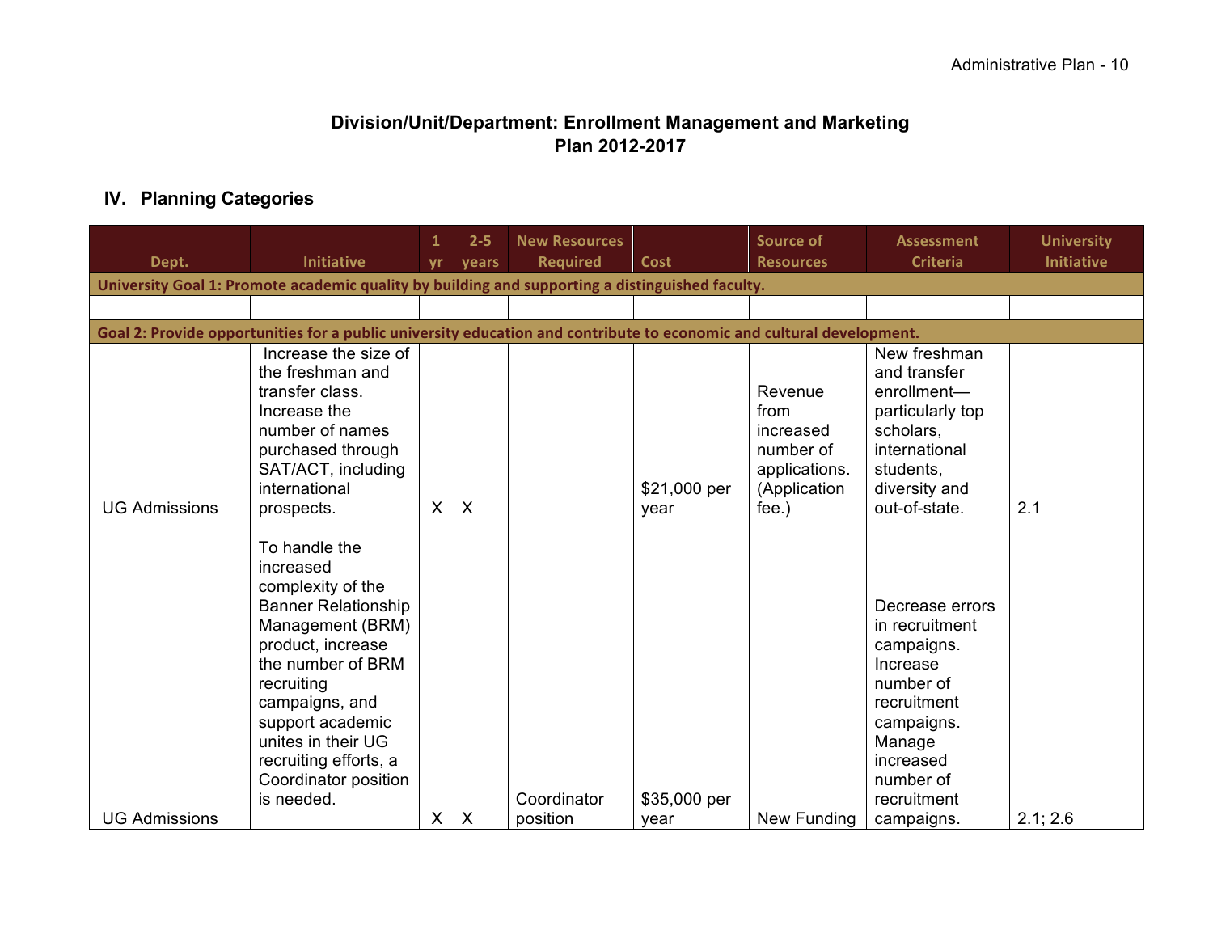### Division/Unit/Department: Enrollment Management and Marketing
### Plan 2012-2017

## IV. Planning Categories

| Dept. | Initiative | 1 yr | 2-5 years | New Resources Required | Cost | Source of Resources | Assessment Criteria | University Initiative |
|---|---|---|---|---|---|---|---|---|
| **University Goal 1: Promote academic quality by building and supporting a distinguished faculty.** | | | | | | | | |
| | | | | | | | | |
| **Goal 2: Provide opportunities for a public university education and contribute to economic and cultural development.** | | | | | | | | |
| UG Admissions | Increase the size of the freshman and transfer class. Increase the number of names purchased through SAT/ACT, including international prospects. | X | X | | $21,000 per year | Revenue from increased number of applications. (Application fee.) | New freshman and transfer enrollment—particularly top scholars, international students, diversity and out-of-state. | 2.1 |
| UG Admissions | To handle the increased complexity of the Banner Relationship Management (BRM) product, increase the number of BRM recruiting campaigns, and support academic unites in their UG recruiting efforts, a Coordinator position is needed. | X | X | Coordinator position | $35,000 per year | New Funding | Decrease errors in recruitment campaigns. Increase number of recruitment campaigns. Manage increased number of recruitment campaigns. | 2.1; 2.6 |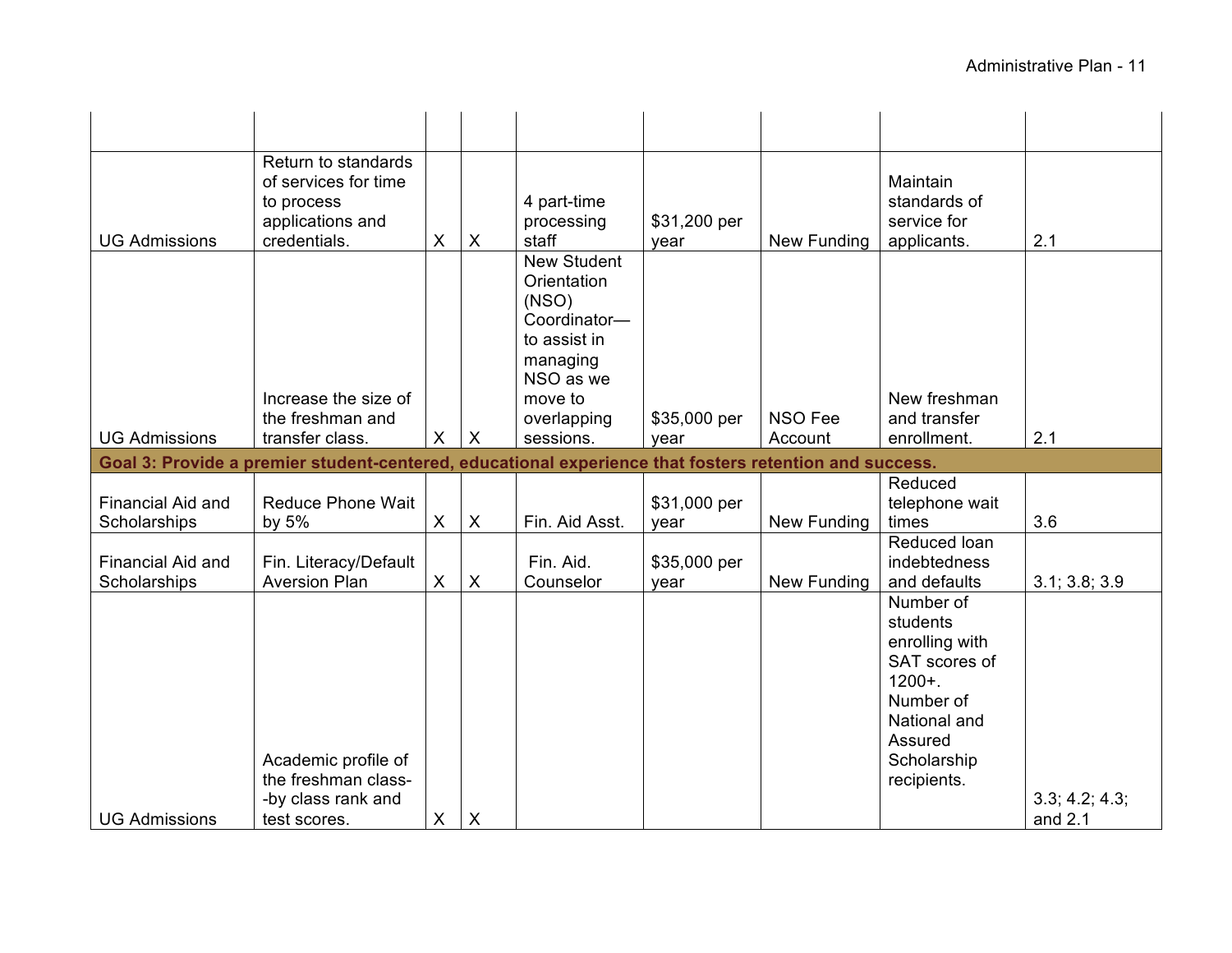| | | | | | | | | |
|---|---|---|---|---|---|---|---|---|
| | | | | | | | | |
| UG Admissions | Return to standards of services for time to process applications and credentials. | X | X | 4 part-time processing staff | $31,200 per year | New Funding | Maintain standards of service for applicants. | 2.1 |
| UG Admissions | Increase the size of the freshman and transfer class. | X | X | New Student Orientation (NSO) Coordinator—to assist in managing NSO as we move to overlapping sessions. | $35,000 per year | NSO Fee Account | New freshman and transfer enrollment. | 2.1 |
| **Goal 3: Provide a premier student-centered, educational experience that fosters retention and success.** | | | | | | | | |
| Financial Aid and Scholarships | Reduce Phone Wait by 5% | X | X | Fin. Aid Asst. | $31,000 per year | New Funding | Reduced telephone wait times | 3.6 |
| Financial Aid and Scholarships | Fin. Literacy/Default Aversion Plan | X | X | Fin. Aid. Counselor | $35,000 per year | New Funding | Reduced loan indebtedness and defaults | 3.1; 3.8; 3.9 |
| UG Admissions | Academic profile of the freshman class--by class rank and test scores. | X | X | | | | Number of students enrolling with SAT scores of 1200+. Number of National and Assured Scholarship recipients. | 3.3; 4.2; 4.3; and 2.1 |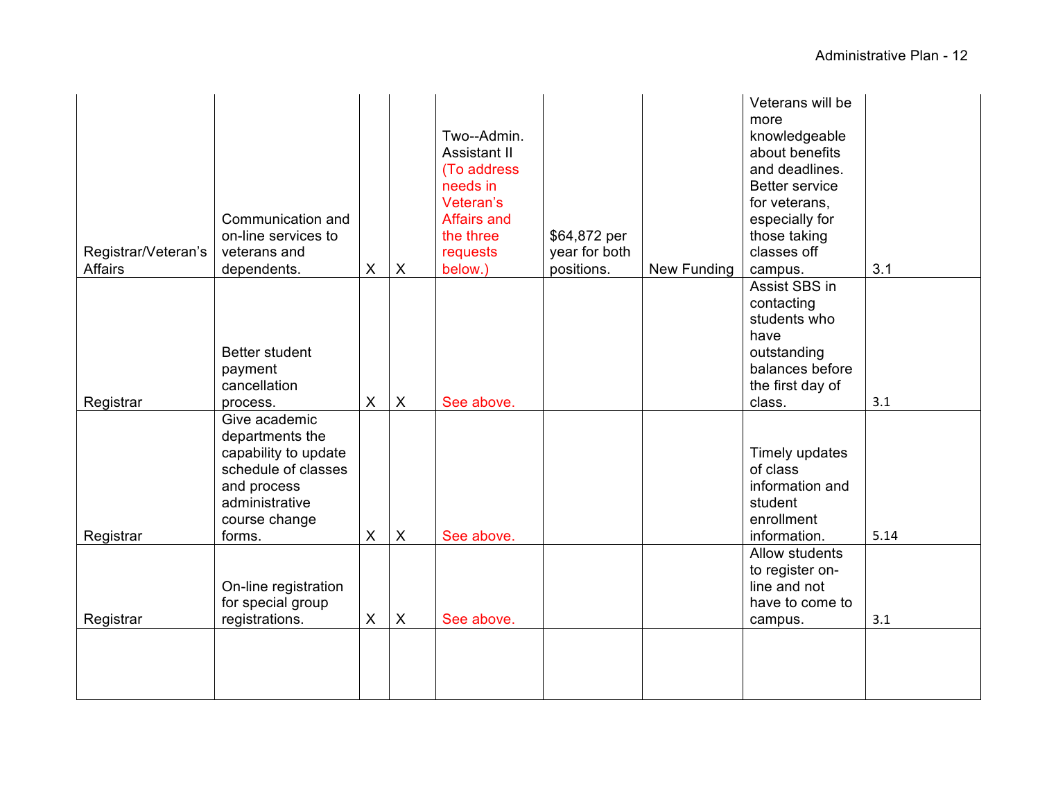| | | | | | | | | |
|---|---|---|---|---|---|---|---|---|
| Registrar/Veteran's Affairs | Communication and on-line services to veterans and dependents. | X | X | Two--Admin. Assistant II (To address needs in Veteran's Affairs and the three requests below.) | $64,872 per year for both positions. | New Funding | Veterans will be more knowledgeable about benefits and deadlines. Better service for veterans, especially for those taking classes off campus. | 3.1 |
| Registrar | Better student payment cancellation process. | X | X | See above. | | | Assist SBS in contacting students who have outstanding balances before the first day of class. | 3.1 |
| Registrar | Give academic departments the capability to update schedule of classes and process administrative course change forms. | X | X | See above. | | | Timely updates of class information and student enrollment information. | 5.14 |
| Registrar | On-line registration for special group registrations. | X | X | See above. | | | Allow students to register on-line and not have to come to campus. | 3.1 |
| | | | | | | | | |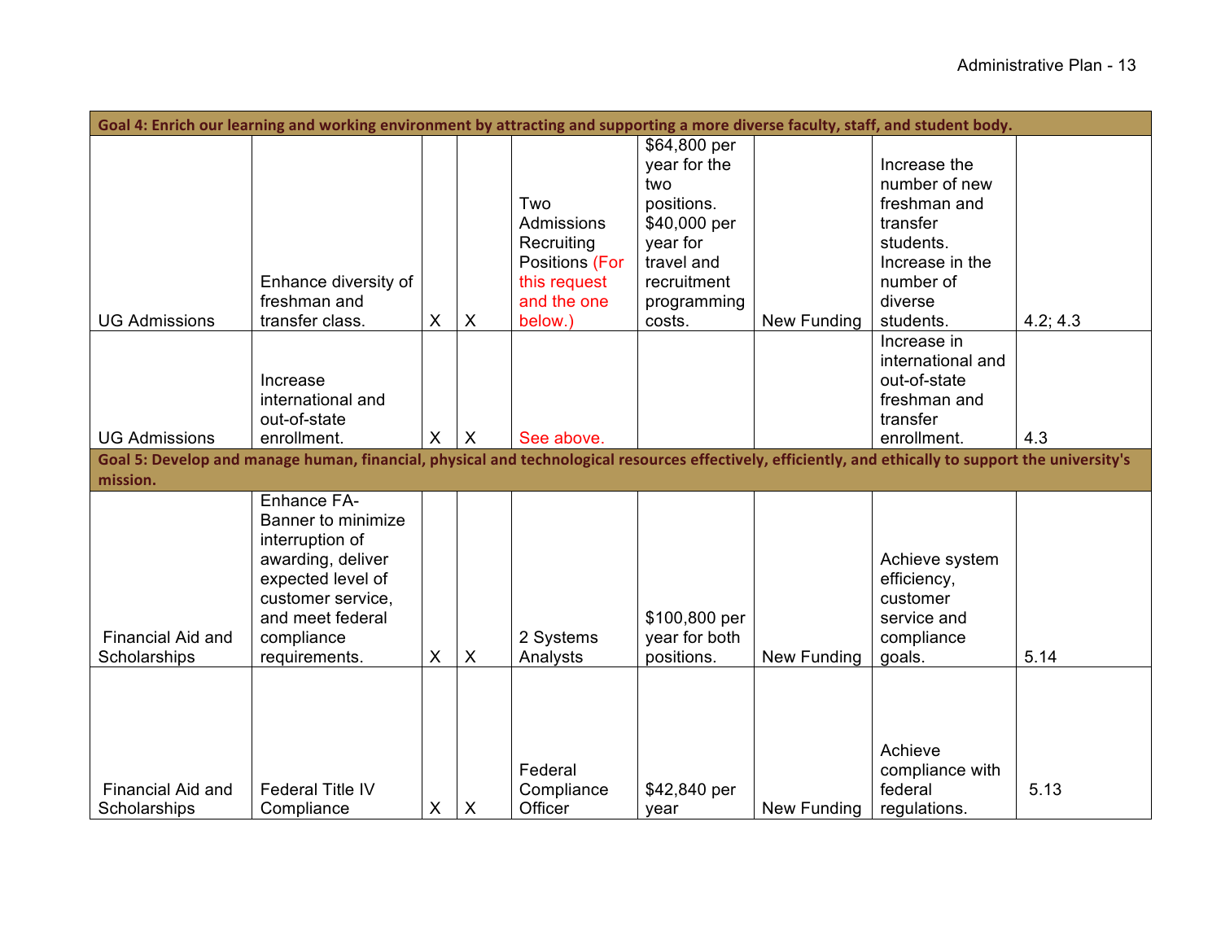| | | | | | | | | |
|---|---|---|---|---|---|---|---|---|
| **Goal 4: Enrich our learning and working environment by attracting and supporting a more diverse faculty, staff, and student body.** | | | | | | | | |
| UG Admissions | Enhance diversity of freshman and transfer class. | X | X | Two Admissions Recruiting Positions (For this request and the one below.) | $64,800 per year for the two positions. $40,000 per year for travel and recruitment programming costs. | New Funding | Increase the number of new freshman and transfer students. Increase in the number of diverse students. | 4.2; 4.3 |
| UG Admissions | Increase international and out-of-state enrollment. | X | X | See above. | | | Increase in international and out-of-state freshman and transfer enrollment. | 4.3 |
| **Goal 5: Develop and manage human, financial, physical and technological resources effectively, efficiently, and ethically to support the university's mission.** | | | | | | | | |
| Financial Aid and Scholarships | Enhance FA-Banner to minimize interruption of awarding, deliver expected level of customer service, and meet federal compliance requirements. | X | X | 2 Systems Analysts | $100,800 per year for both positions. | New Funding | Achieve system efficiency, customer service and compliance goals. | 5.14 |
| Financial Aid and Scholarships | Federal Title IV Compliance | X | X | Federal Compliance Officer | $42,840 per year | New Funding | Achieve compliance with federal regulations. | 5.13 |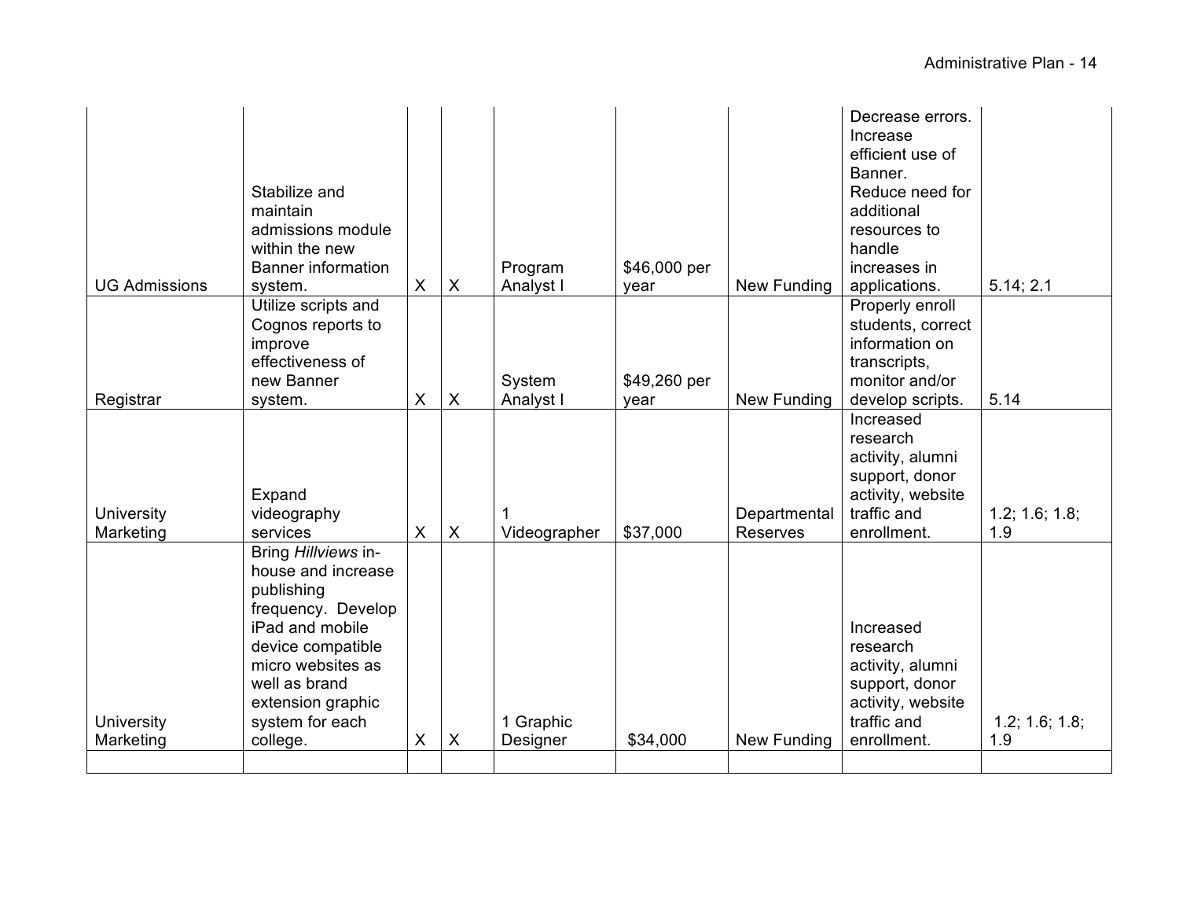| | | | | | | | | |
|---|---|---|---|---|---|---|---|---|
| UG Admissions | Stabilize and maintain admissions module within the new Banner information system. | X | X | Program Analyst I | $46,000 per year | New Funding | Decrease errors. Increase efficient use of Banner. Reduce need for additional resources to handle increases in applications. | 5.14; 2.1 |
| Registrar | Utilize scripts and Cognos reports to improve effectiveness of new Banner system. | X | X | System Analyst I | $49,260 per year | New Funding | Properly enroll students, correct information on transcripts, monitor and/or develop scripts. | 5.14 |
| University Marketing | Expand videography services | X | X | 1 Videographer | $37,000 | Departmental Reserves | Increased research activity, alumni support, donor activity, website traffic and enrollment. | 1.2; 1.6; 1.8; 1.9 |
| University Marketing | Bring *Hillviews* in-house and increase publishing frequency. Develop iPad and mobile device compatible micro websites as well as brand extension graphic system for each college. | X | X | 1 Graphic Designer | $34,000 | New Funding | Increased research activity, alumni support, donor activity, website traffic and enrollment. | 1.2; 1.6; 1.8; 1.9 |
| | | | | | | | | |